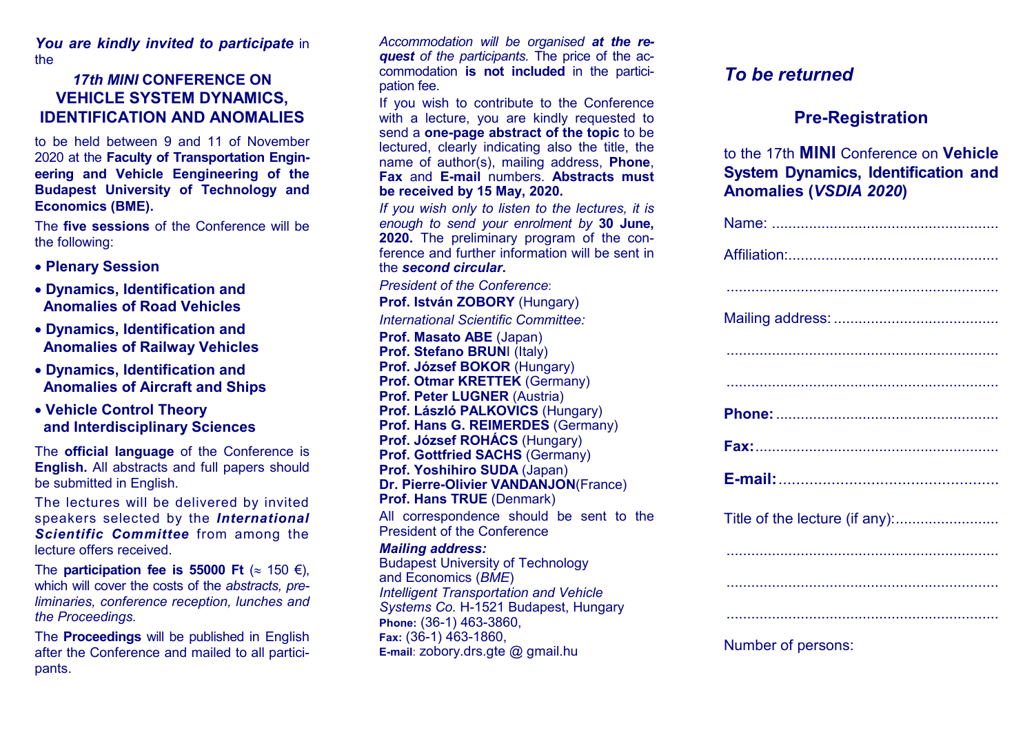***You are kindly invited to participate*** in the

## *17th MINI* CONFERENCE ON VEHICLE SYSTEM DYNAMICS, IDENTIFICATION AND ANOMALIES

to be held between 9 and 11 of November 2020 at the **Faculty of Transportation Engineering and Vehicle Eengineering of the Budapest University of Technology and Economics (BME).**

The **five sessions** of the Conference will be the following:

- **Plenary Session**
- **Dynamics, Identification and Anomalies of Road Vehicles**
- **Dynamics, Identification and Anomalies of Railway Vehicles**
- **Dynamics, Identification and Anomalies of Aircraft and Ships**
- **Vehicle Control Theory and Interdisciplinary Sciences**

The **official language** of the Conference is **English.** All abstracts and full papers should be submitted in English.

The lectures will be delivered by invited speakers selected by the ***International Scientific Committee*** from among the lecture offers received.

The **participation fee is 55000 Ft** (≈ 150 €), which will cover the costs of the *abstracts, preliminaries, conference reception, lunches and the Proceedings.*

The **Proceedings** will be published in English after the Conference and mailed to all participants.

*Accommodation will be organised **at the request** of the participants.* The price of the accommodation **is not included** in the participation fee.

If you wish to contribute to the Conference with a lecture, you are kindly requested to send a **one-page abstract of the topic** to be lectured, clearly indicating also the title, the name of author(s), mailing address, **Phone**, **Fax** and **E-mail** numbers. **Abstracts must be received by 15 May, 2020.**

*If you wish only to listen to the lectures, it is enough to send your enrolment by* **30 June, 2020.** The preliminary program of the conference and further information will be sent in the ***second circular*****.**

*President of the Conference*:
**Prof. István ZOBORY** (Hungary)

*International Scientific Committee:*
**Prof. Masato ABE** (Japan)
**Prof. Stefano BRUNI** (Italy)
**Prof. József BOKOR** (Hungary)
**Prof. Otmar KRETTEK** (Germany)
**Prof. Peter LUGNER** (Austria)
**Prof. László PALKOVICS** (Hungary)
**Prof. Hans G. REIMERDES** (Germany)
**Prof. József ROHÁCS** (Hungary)
**Prof. Gottfried SACHS** (Germany)
**Prof. Yoshihiro SUDA** (Japan)
**Dr. Pierre-Olivier VANDANJON**(France)
**Prof. Hans TRUE** (Denmark)

All correspondence should be sent to the President of the Conference

***Mailing address:***
Budapest University of Technology and Economics (*BME*)
*Intelligent Transportation and Vehicle Systems Co.* H-1521 Budapest, Hungary
**Phone:** (36-1) 463-3860,
**Fax:** (36-1) 463-1860,
**E-mail**: zobory.drs.gte @ gmail.hu

## *To be returned*

## Pre-Registration

to the 17th **MINI** Conference on **Vehicle System Dynamics, Identification and Anomalies (*VSDIA 2020*)**

Name: ......................................................

Affiliation:..................................................

.................................................................

Mailing address: ........................................

.................................................................

.................................................................

**Phone:** .....................................................

**Fax:**..........................................................

**E-mail:** ..................................................

Title of the lecture (if any):.........................

.................................................................

.................................................................

.................................................................

Number of persons: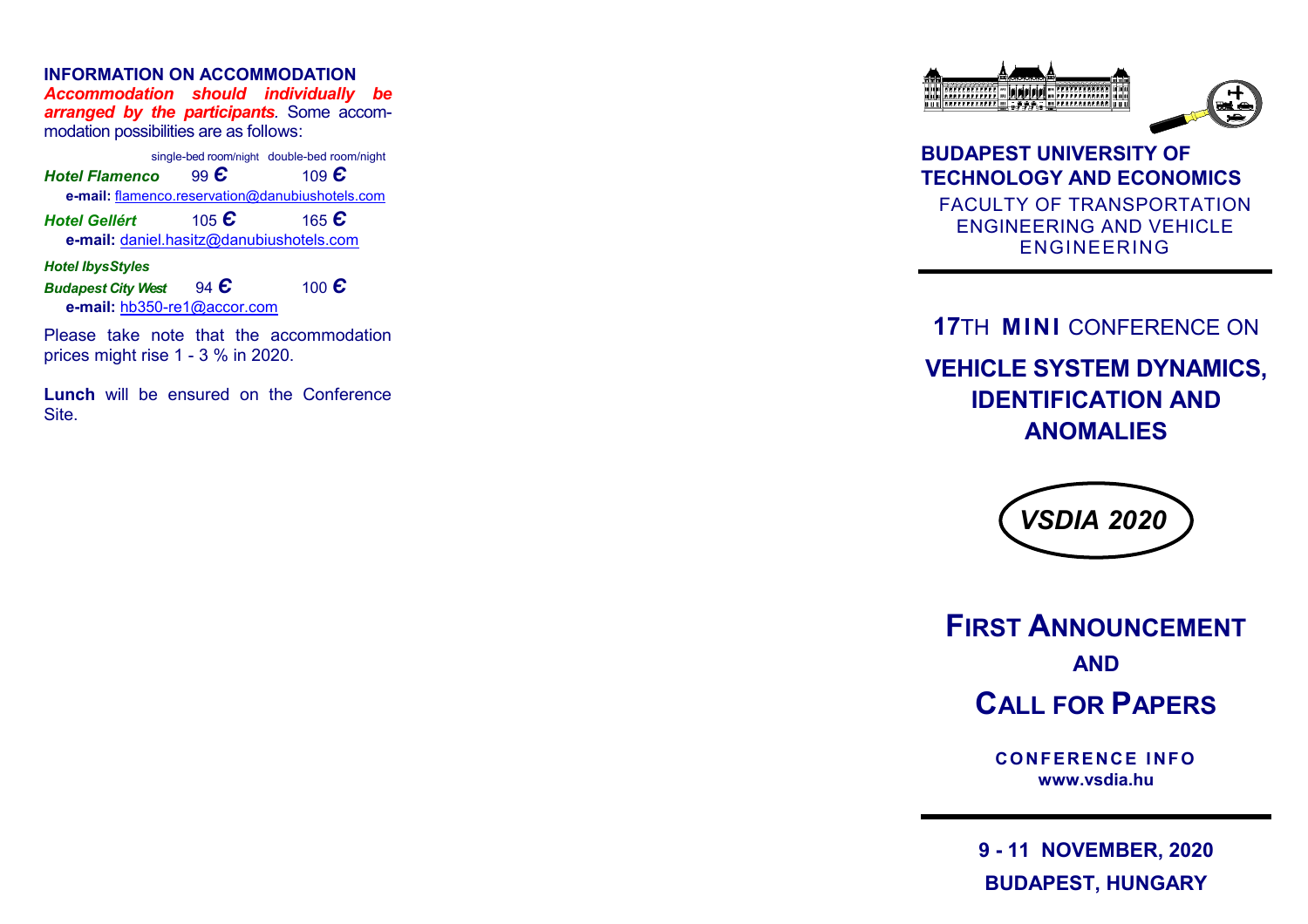## INFORMATION ON ACCOMMODATION

***Accommodation should individually be arranged by the participants***. Some accommodation possibilities are as follows:

| | single-bed room/night | double-bed room/night |
|---|---|---|
| ***Hotel Flamenco*** | 99 € | 109 € |
| **e-mail:** flamenco.reservation@danubiushotels.com | | |
| ***Hotel Gellért*** | 105 € | 165 € |
| **e-mail:** daniel.hasitz@danubiushotels.com | | |
| ***Hotel IbysStyles Budapest City West*** | 94 € | 100 € |
| **e-mail:** hb350-re1@accor.com | | |

Please take note that the accommodation prices might rise 1 - 3 % in 2020.

**Lunch** will be ensured on the Conference Site.

## BUDAPEST UNIVERSITY OF TECHNOLOGY AND ECONOMICS

FACULTY OF TRANSPORTATION ENGINEERING AND VEHICLE ENGINEERING

# 17TH MINI CONFERENCE ON VEHICLE SYSTEM DYNAMICS, IDENTIFICATION AND ANOMALIES

***VSDIA 2020***

# FIRST ANNOUNCEMENT AND CALL FOR PAPERS

**CONFERENCE INFO**
**www.vsdia.hu**

**9 - 11 NOVEMBER, 2020**
**BUDAPEST, HUNGARY**